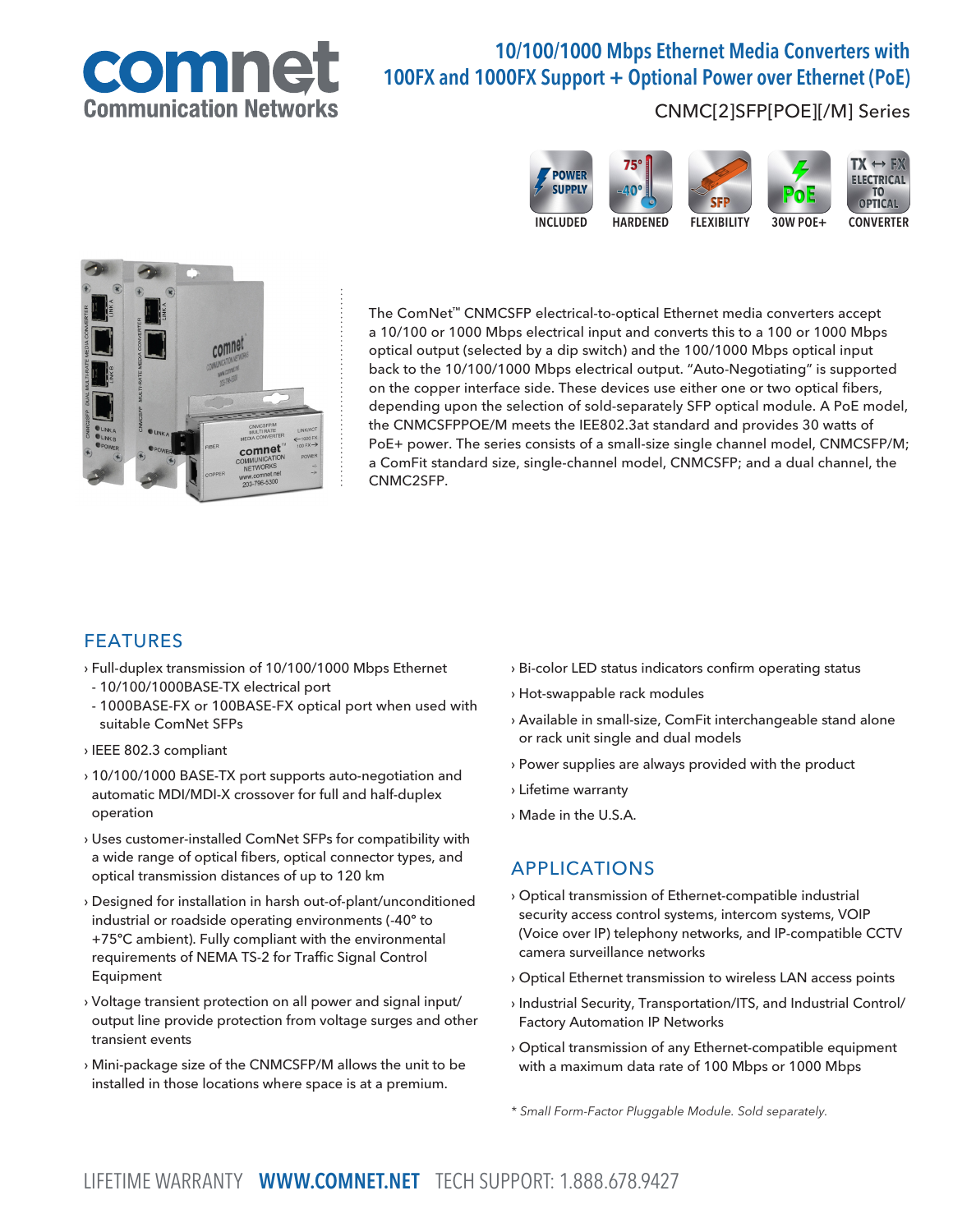comnet
Communication Networks

# 10/100/1000 Mbps Ethernet Media Converters with 100FX and 1000FX Support + Optional Power over Ethernet (PoE)

CNMC[2]SFP[POE][/M] Series

POWER SUPPLY INCLUDED | HARDENED | SFP FLEXIBILITY | 30W POE+ | ELECTRICAL TO OPTICAL CONVERTER

The ComNet™ CNMCSFP electrical-to-optical Ethernet media converters accept a 10/100 or 1000 Mbps electrical input and converts this to a 100 or 1000 Mbps optical output (selected by a dip switch) and the 100/1000 Mbps optical input back to the 10/100/1000 Mbps electrical output. "Auto-Negotiating" is supported on the copper interface side. These devices use either one or two optical fibers, depending upon the selection of sold-separately SFP optical module. A PoE model, the CNMCSFPPOE/M meets the IEEE802.3at standard and provides 30 watts of PoE+ power. The series consists of a small-size single channel model, CNMCSFP/M; a ComFit standard size, single-channel model, CNMCSFP; and a dual channel, the CNMC2SFP.

## FEATURES

- Full-duplex transmission of 10/100/1000 Mbps Ethernet
  - 10/100/1000BASE-TX electrical port
  - 1000BASE-FX or 100BASE-FX optical port when used with suitable ComNet SFPs
- IEEE 802.3 compliant
- 10/100/1000 BASE-TX port supports auto-negotiation and automatic MDI/MDI-X crossover for full and half-duplex operation
- Uses customer-installed ComNet SFPs for compatibility with a wide range of optical fibers, optical connector types, and optical transmission distances of up to 120 km
- Designed for installation in harsh out-of-plant/unconditioned industrial or roadside operating environments (-40° to +75°C ambient). Fully compliant with the environmental requirements of NEMA TS-2 for Traffic Signal Control Equipment
- Voltage transient protection on all power and signal input/output line provide protection from voltage surges and other transient events
- Mini-package size of the CNMCSFP/M allows the unit to be installed in those locations where space is at a premium.
- Bi-color LED status indicators confirm operating status
- Hot-swappable rack modules
- Available in small-size, ComFit interchangeable stand alone or rack unit single and dual models
- Power supplies are always provided with the product
- Lifetime warranty
- Made in the U.S.A.

## APPLICATIONS

- Optical transmission of Ethernet-compatible industrial security access control systems, intercom systems, VOIP (Voice over IP) telephony networks, and IP-compatible CCTV camera surveillance networks
- Optical Ethernet transmission to wireless LAN access points
- Industrial Security, Transportation/ITS, and Industrial Control/Factory Automation IP Networks
- Optical transmission of any Ethernet-compatible equipment with a maximum data rate of 100 Mbps or 1000 Mbps

*\* Small Form-Factor Pluggable Module. Sold separately.*

LIFETIME WARRANTY **WWW.COMNET.NET** TECH SUPPORT: 1.888.678.9427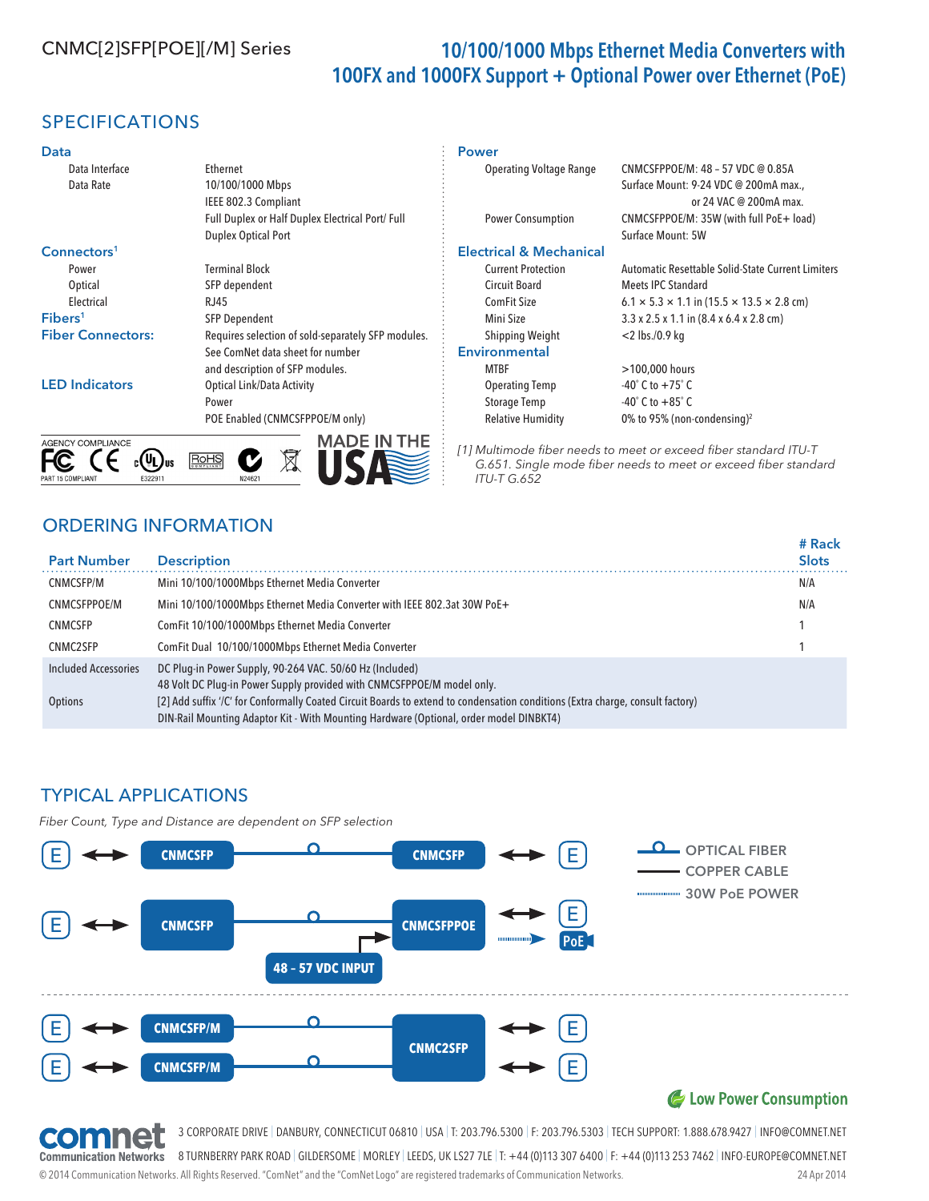# 10/100/1000 Mbps Ethernet Media Converters with 100FX and 1000FX Support + Optional Power over Ethernet (PoE)

## SPECIFICATIONS

### Data

| | |
|---|---|
| Data Interface | Ethernet |
| Data Rate | 10/100/1000 Mbps |
| | IEEE 802.3 Compliant |
| | Full Duplex or Half Duplex Electrical Port/ Full Duplex Optical Port |

### Connectors[1]

| | |
|---|---|
| Power | Terminal Block |
| Optical | SFP dependent |
| Electrical | RJ45 |

**Fibers[1]** SFP Dependent

**Fiber Connectors:** Requires selection of sold-separately SFP modules. See ComNet data sheet for number and description of SFP modules.

**LED Indicators** Optical Link/Data Activity
Power
POE Enabled (CNMCSFPPOE/M only)

AGENCY COMPLIANCE
PART 15 COMPLIANT
E322911
RoHS COMPLIANT
N24621
MADE IN THE USA

### Power

| | |
|---|---|
| Operating Voltage Range | CNMCSFPPOE/M: 48 – 57 VDC @ 0.85A |
| | Surface Mount: 9-24 VDC @ 200mA max., or 24 VAC @ 200mA max. |
| Power Consumption | CNMCSFPPOE/M: 35W (with full PoE+ load) |
| | Surface Mount: 5W |

### Electrical & Mechanical

| | |
|---|---|
| Current Protection | Automatic Resettable Solid-State Current Limiters |
| Circuit Board | Meets IPC Standard |
| ComFit Size | 6.1 × 5.3 × 1.1 in (15.5 × 13.5 × 2.8 cm) |
| Mini Size | 3.3 x 2.5 x 1.1 in (8.4 x 6.4 x 2.8 cm) |
| Shipping Weight | <2 lbs./0.9 kg |

### Environmental

| | |
|---|---|
| MTBF | >100,000 hours |
| Operating Temp | -40˚ C to +75˚ C |
| Storage Temp | -40˚ C to +85˚ C |
| Relative Humidity | 0% to 95% (non-condensing)[2] |

*[1] Multimode fiber needs to meet or exceed fiber standard ITU-T G.651. Single mode fiber needs to meet or exceed fiber standard ITU-T G.652*

## ORDERING INFORMATION

| Part Number | Description | # Rack Slots |
|---|---|---|
| CNMCSFP/M | Mini 10/100/1000Mbps Ethernet Media Converter | N/A |
| CNMCSFPPOE/M | Mini 10/100/1000Mbps Ethernet Media Converter with IEEE 802.3at 30W PoE+ | N/A |
| CNMCSFP | ComFit 10/100/1000Mbps Ethernet Media Converter | 1 |
| CNMC2SFP | ComFit Dual 10/100/1000Mbps Ethernet Media Converter | 1 |
| Included Accessories | DC Plug-in Power Supply, 90-264 VAC. 50/60 Hz (Included)<br>48 Volt DC Plug-in Power Supply provided with CNMCSFPPOE/M model only. | |
| Options | [2] Add suffix '/C' for Conformally Coated Circuit Boards to extend to condensation conditions (Extra charge, consult factory)<br>DIN-Rail Mounting Adaptor Kit - With Mounting Hardware (Optional, order model DINBKT4) | |

## TYPICAL APPLICATIONS

*Fiber Count, Type and Distance are dependent on SFP selection*

E
CNMCSFP
CNMCSFP
E
CNMCSFP
CNMCSFPPOE
48 – 57 VDC INPUT
PoE
CNMCSFP/M
CNMCSFP/M
CNMC2SFP

OPTICAL FIBER
COPPER CABLE
30W PoE POWER

Low Power Consumption

3 CORPORATE DRIVE | DANBURY, CONNECTICUT 06810 | USA | T: 203.796.5300 | F: 203.796.5303 | TECH SUPPORT: 1.888.678.9427 | INFO@COMNET.NET
8 TURNBERRY PARK ROAD | GILDERSOME | MORLEY | LEEDS, UK LS27 7LE | T: +44 (0)113 307 6400 | F: +44 (0)113 253 7462 | INFO-EUROPE@COMNET.NET
© 2014 Communication Networks. All Rights Reserved. "ComNet" and the "ComNet Logo" are registered trademarks of Communication Networks. 24 Apr 2014